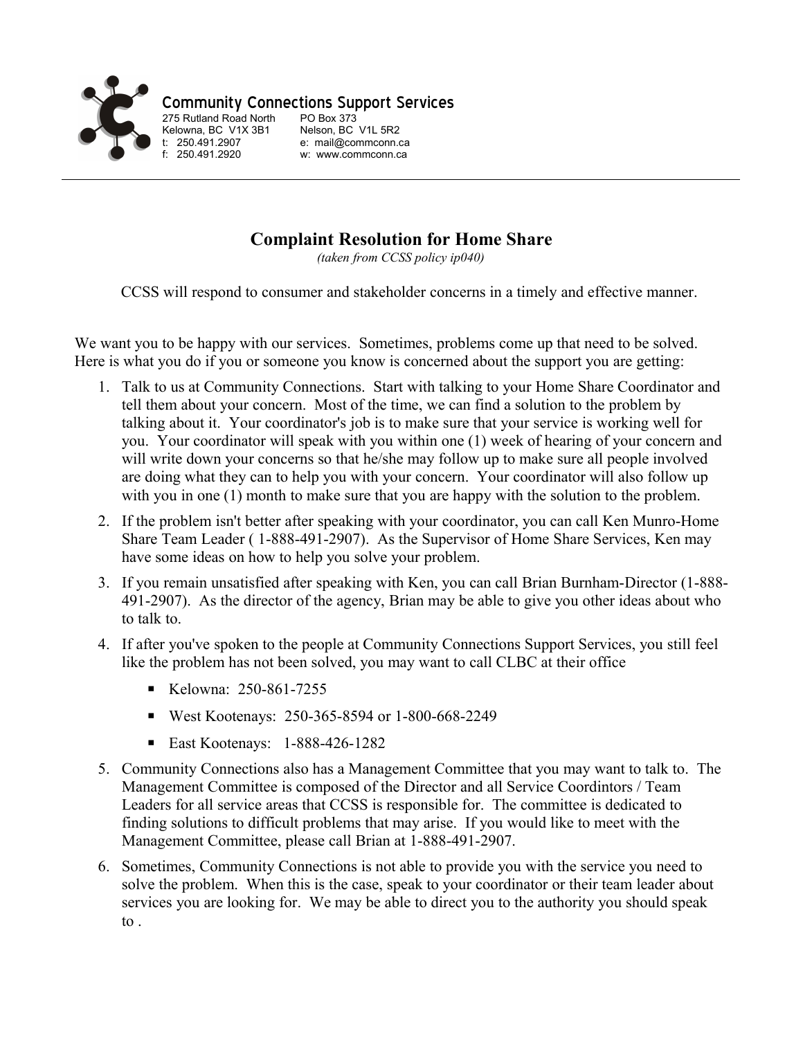**Community Connections Support Services**

275 Rutland Road North
Kelowna, BC V1X 3B1
t: 250.491.2907
f: 250.491.2920

PO Box 373
Nelson, BC V1L 5R2
e: mail@commconn.ca
w: www.commconn.ca

---

# Complaint Resolution for Home Share

*(taken from CCSS policy ip040)*

CCSS will respond to consumer and stakeholder concerns in a timely and effective manner.

We want you to be happy with our services. Sometimes, problems come up that need to be solved. Here is what you do if you or someone you know is concerned about the support you are getting:

1. Talk to us at Community Connections. Start with talking to your Home Share Coordinator and tell them about your concern. Most of the time, we can find a solution to the problem by talking about it. Your coordinator's job is to make sure that your service is working well for you. Your coordinator will speak with you within one (1) week of hearing of your concern and will write down your concerns so that he/she may follow up to make sure all people involved are doing what they can to help you with your concern. Your coordinator will also follow up with you in one (1) month to make sure that you are happy with the solution to the problem.
2. If the problem isn't better after speaking with your coordinator, you can call Ken Munro-Home Share Team Leader ( 1-888-491-2907). As the Supervisor of Home Share Services, Ken may have some ideas on how to help you solve your problem.
3. If you remain unsatisfied after speaking with Ken, you can call Brian Burnham-Director (1-888-491-2907). As the director of the agency, Brian may be able to give you other ideas about who to talk to.
4. If after you've spoken to the people at Community Connections Support Services, you still feel like the problem has not been solved, you may want to call CLBC at their office
   - Kelowna: 250-861-7255
   - West Kootenays: 250-365-8594 or 1-800-668-2249
   - East Kootenays: 1-888-426-1282
5. Community Connections also has a Management Committee that you may want to talk to. The Management Committee is composed of the Director and all Service Coordintors / Team Leaders for all service areas that CCSS is responsible for. The committee is dedicated to finding solutions to difficult problems that may arise. If you would like to meet with the Management Committee, please call Brian at 1-888-491-2907.
6. Sometimes, Community Connections is not able to provide you with the service you need to solve the problem. When this is the case, speak to your coordinator or their team leader about services you are looking for. We may be able to direct you to the authority you should speak to .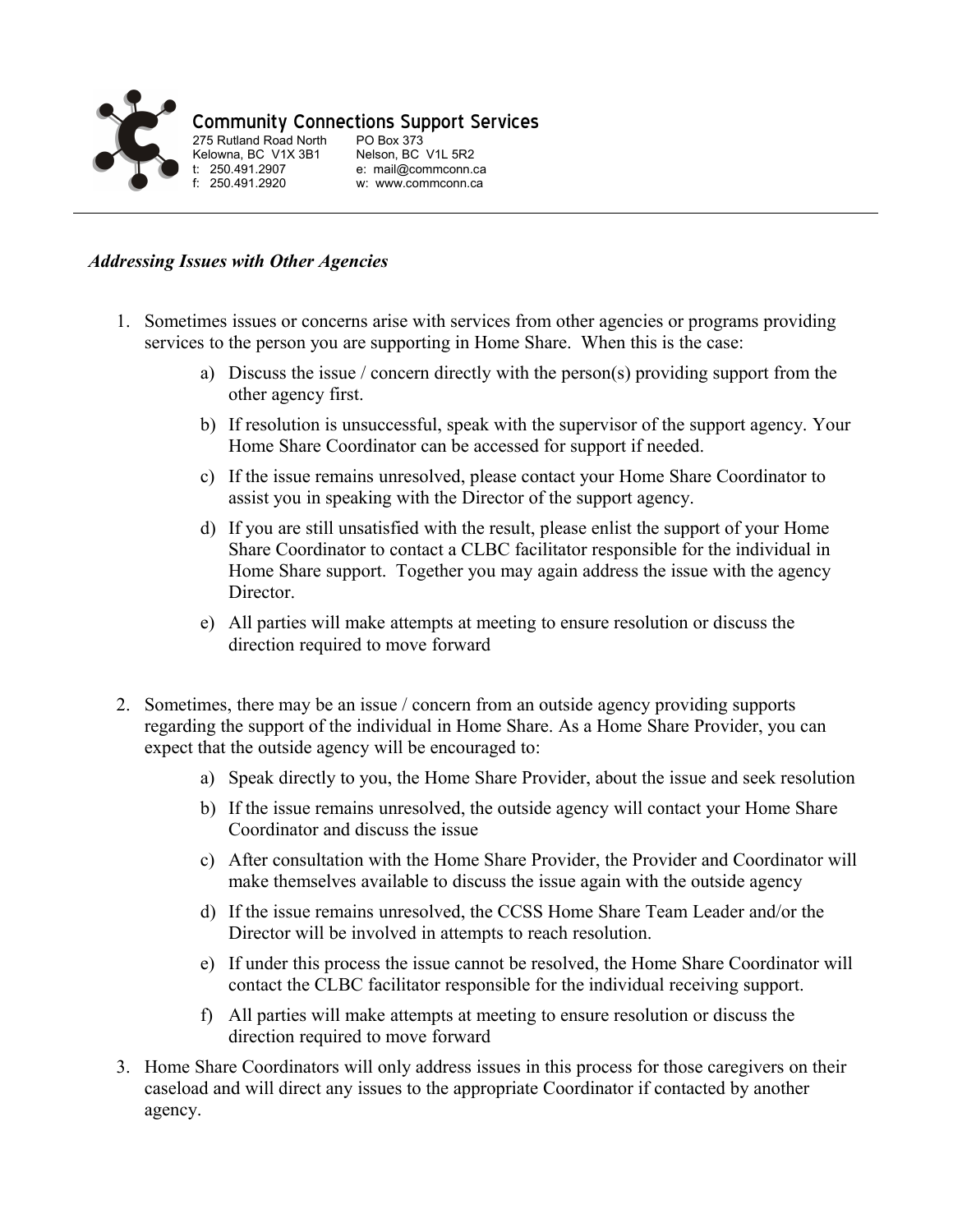**Community Connections Support Services**

275 Rutland Road North
Kelowna, BC V1X 3B1
t: 250.491.2907
f: 250.491.2920

PO Box 373
Nelson, BC V1L 5R2
e: mail@commconn.ca
w: www.commconn.ca

---

***Addressing Issues with Other Agencies***

1. Sometimes issues or concerns arise with services from other agencies or programs providing services to the person you are supporting in Home Share. When this is the case:
   a) Discuss the issue / concern directly with the person(s) providing support from the other agency first.
   b) If resolution is unsuccessful, speak with the supervisor of the support agency. Your Home Share Coordinator can be accessed for support if needed.
   c) If the issue remains unresolved, please contact your Home Share Coordinator to assist you in speaking with the Director of the support agency.
   d) If you are still unsatisfied with the result, please enlist the support of your Home Share Coordinator to contact a CLBC facilitator responsible for the individual in Home Share support. Together you may again address the issue with the agency Director.
   e) All parties will make attempts at meeting to ensure resolution or discuss the direction required to move forward

2. Sometimes, there may be an issue / concern from an outside agency providing supports regarding the support of the individual in Home Share. As a Home Share Provider, you can expect that the outside agency will be encouraged to:
   a) Speak directly to you, the Home Share Provider, about the issue and seek resolution
   b) If the issue remains unresolved, the outside agency will contact your Home Share Coordinator and discuss the issue
   c) After consultation with the Home Share Provider, the Provider and Coordinator will make themselves available to discuss the issue again with the outside agency
   d) If the issue remains unresolved, the CCSS Home Share Team Leader and/or the Director will be involved in attempts to reach resolution.
   e) If under this process the issue cannot be resolved, the Home Share Coordinator will contact the CLBC facilitator responsible for the individual receiving support.
   f) All parties will make attempts at meeting to ensure resolution or discuss the direction required to move forward

3. Home Share Coordinators will only address issues in this process for those caregivers on their caseload and will direct any issues to the appropriate Coordinator if contacted by another agency.